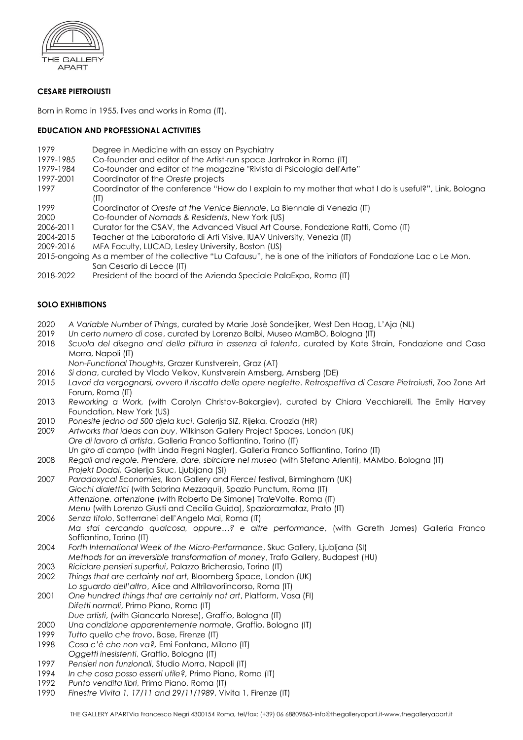THE GALLERY APART

**CESARE PIETROIUSTI**

Born in Roma in 1955, lives and works in Roma (IT).

**EDUCATION AND PROFESSIONAL ACTIVITIES**

1979 Degree in Medicine with an essay on Psychiatry
1979-1985 Co-founder and editor of the Artist-run space Jartrakor in Roma (IT)
1979-1984 Co-founder and editor of the magazine "Rivista di Psicologia dell'Arte"
1997-2001 Coordinator of the *Oreste* projects
1997 Coordinator of the conference "How do I explain to my mother that what I do is useful?", Link, Bologna (IT)
1999 Coordinator of *Oreste at the Venice Biennale*, La Biennale di Venezia (IT)
2000 Co-founder of *Nomads & Residents*, New York (US)
2006-2011 Curator for the CSAV, the Advanced Visual Art Course, Fondazione Ratti, Como (IT)
2004-2015 Teacher at the Laboratorio di Arti Visive, IUAV University, Venezia (IT)
2009-2016 MFA Faculty, LUCAD, Lesley University, Boston (US)
2015-ongoing As a member of the collective "Lu Cafausu", he is one of the initiators of Fondazione Lac o Le Mon, San Cesario di Lecce (IT)
2018-2022 President of the board of the Azienda Speciale PalaExpo, Roma (IT)

**SOLO EXHIBITIONS**

2020 *A Variable Number of Things*, curated by Marie Josè Sondeijker, West Den Haag, L'Aja (NL)
2019 *Un certo numero di cose*, curated by Lorenzo Balbi, Museo MamBO, Bologna (IT)
2018 *Scuola del disegno and della pittura in assenza di talento*, curated by Kate Strain, Fondazione and Casa Morra, Napoli (IT)
*Non-Functional Thoughts*, Grazer Kunstverein, Graz (AT)
2016 *Si dona*, curated by Vlado Velkov, Kunstverein Arnsberg, Arnsberg (DE)
2015 *Lavori da vergognarsi, ovvero Il riscatto delle opere neglette. Retrospettiva di Cesare Pietroiusti*, Zoo Zone Art Forum, Roma (IT)
2013 *Reworking a Work,* (with Carolyn Christov-Bakargiev), curated by Chiara Vecchiarelli, The Emily Harvey Foundation, New York (US)
2010 *Ponesite jedno od 500 djela kuci*, Galerija SIZ, Rijeka, Croazia (HR)
2009 *Artworks that ideas can buy*, Wilkinson Gallery Project Spaces, London (UK)
*Ore di lavoro di artista*, Galleria Franco Soffiantino, Torino (IT)
*Un giro di campo* (with Linda Fregni Nagler), Galleria Franco Soffiantino, Torino (IT)
2008 *Regali and regole. Prendere, dare, sbirciare nel museo* (with Stefano Arienti), MAMbo, Bologna (IT)
*Projekt Dodai,* Galerija Skuc, Ljubljana (SI)
2007 *Paradoxycal Economies,* Ikon Gallery and *Fierce!* festival, Birmingham (UK)
*Giochi dialettici* (with Sabrina Mezzaqui), Spazio Punctum, Roma (IT)
*Attenzione, attenzione* (with Roberto De Simone) TraleVolte, Roma (IT)
*Menu* (with Lorenzo Giusti and Cecilia Guida), Spaziorazmataz, Prato (IT)
2006 *Senza titolo*, Sotterranei dell'Angelo Mai, Roma (IT)
*Ma stai cercando qualcosa, oppure…? e altre performance*, (with Gareth James) Galleria Franco Soffiantino, Torino (IT)
2004 *Forth International Week of the Micro-Performance*, Skuc Gallery, Ljubljana (SI)
*Methods for an irreversible transformation of money*, Trafo Gallery, Budapest (HU)
2003 *Riciclare pensieri superflui*, Palazzo Bricherasio, Torino (IT)
2002 *Things that are certainly not art,* Bloomberg Space, London (UK)
*Lo sguardo dell'altro*, Alice and Altrilavoriincorso, Roma (IT)
2001 *One hundred things that are certainly not art*, Platform, Vasa (FI)
*Difetti normali*, Primo Piano, Roma (IT)
*Due artisti*, (with Giancarlo Norese), Graffio, Bologna (IT)
2000 *Una condizione apparentemente normale*, Graffio, Bologna (IT)
1999 *Tutto quello che trovo*, Base, Firenze (IT)
1998 *Cosa c'è che non va?,* Emi Fontana, Milano (IT)
*Oggetti inesistenti*, Graffio, Bologna (IT)
1997 *Pensieri non funzionali*, Studio Morra, Napoli (IT)
1994 *In che cosa posso esserti utile?,* Primo Piano, Roma (IT)
1992 *Punto vendita libri*, Primo Piano, Roma (IT)
1990 *Finestre Vivita 1, 17/11 and 29/11/1989*, Vivita 1, Firenze (IT)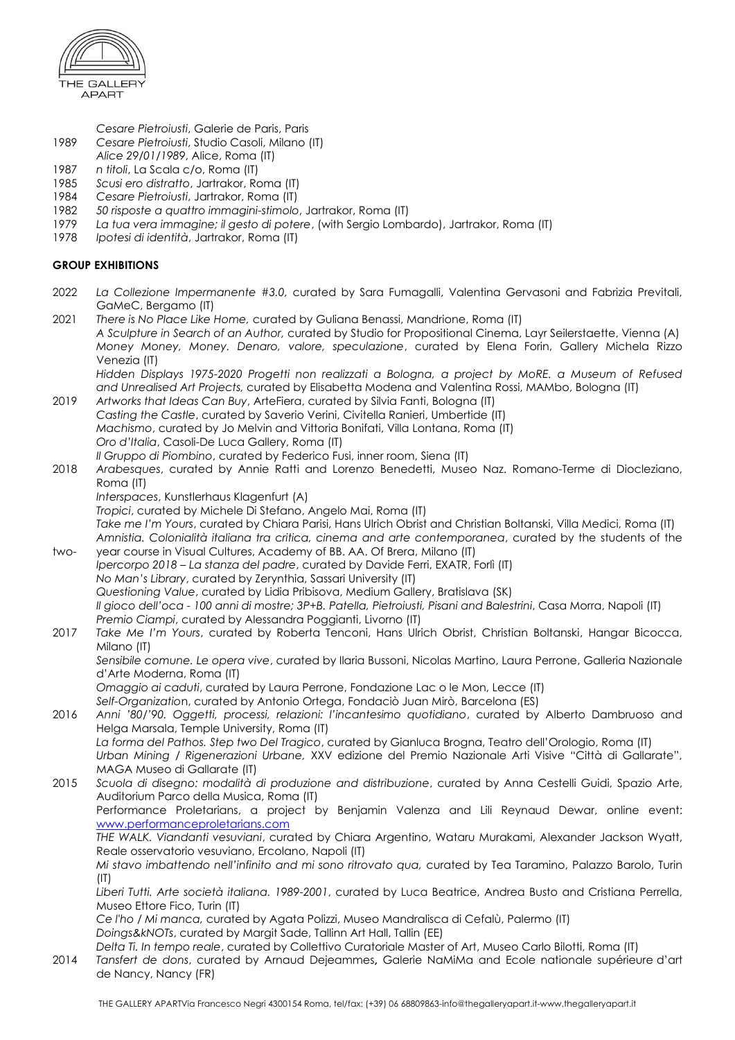*Cesare Pietroiusti*, Galerie de Paris, Paris

1989 *Cesare Pietroiusti*, Studio Casoli, Milano (IT)
*Alice 29/01/1989*, Alice, Roma (IT)

1987 *n titoli*, La Scala c/o, Roma (IT)

1985 *Scusi ero distratto*, Jartrakor, Roma (IT)

1984 *Cesare Pietroiusti*, Jartrakor, Roma (IT)

1982 *50 risposte a quattro immagini-stimolo*, Jartrakor, Roma (IT)

1979 *La tua vera immagine; il gesto di potere*, (with Sergio Lombardo), Jartrakor, Roma (IT)

1978 *Ipotesi di identità*, Jartrakor, Roma (IT)

**GROUP EXHIBITIONS**

2022 *La Collezione Impermanente #3.0*, curated by Sara Fumagalli, Valentina Gervasoni and Fabrizia Previtali, GaMeC, Bergamo (IT)

2021 *There is No Place Like Home*, curated by Guliana Benassi, Mandrione, Roma (IT)
*A Sculpture in Search of an Author*, curated by Studio for Propositional Cinema, Layr Seilerstaette, Vienna (A)
*Money Money, Money. Denaro, valore, speculazione*, curated by Elena Forin, Gallery Michela Rizzo Venezia (IT)
*Hidden Displays 1975-2020 Progetti non realizzati a Bologna, a project by MoRE. a Museum of Refused and Unrealised Art Projects*, curated by Elisabetta Modena and Valentina Rossi, MAMbo, Bologna (IT)

2019 *Artworks that Ideas Can Buy*, ArteFiera, curated by Silvia Fanti, Bologna (IT)
*Casting the Castle*, curated by Saverio Verini, Civitella Ranieri, Umbertide (IT)
*Machismo*, curated by Jo Melvin and Vittoria Bonifati, Villa Lontana, Roma (IT)
*Oro d'Italia*, Casoli-De Luca Gallery, Roma (IT)
*Il Gruppo di Piombino*, curated by Federico Fusi, inner room, Siena (IT)

2018 *Arabesques*, curated by Annie Ratti and Lorenzo Benedetti, Museo Naz. Romano-Terme di Diocleziano, Roma (IT)
*Interspaces*, Kunstlerhaus Klagenfurt (A)
*Tropici*, curated by Michele Di Stefano, Angelo Mai, Roma (IT)
*Take me I'm Yours*, curated by Chiara Parisi, Hans Ulrich Obrist and Christian Boltanski, Villa Medici, Roma (IT)
*Amnistia. Colonialità italiana tra critica, cinema and arte contemporanea*, curated by the students of the two-year course in Visual Cultures, Academy of BB. AA. Of Brera, Milano (IT)
*Ipercorpo 2018 – La stanza del padre*, curated by Davide Ferri, EXATR, Forlì (IT)
*No Man's Library*, curated by Zerynthia, Sassari University (IT)
*Questioning Value*, curated by Lidia Pribisova, Medium Gallery, Bratislava (SK)
*Il gioco dell'oca - 100 anni di mostre; 3P+B. Patella, Pietroiusti, Pisani and Balestrini*, Casa Morra, Napoli (IT)
*Premio Ciampi*, curated by Alessandra Poggianti, Livorno (IT)

2017 *Take Me I'm Yours*, curated by Roberta Tenconi, Hans Ulrich Obrist, Christian Boltanski, Hangar Bicocca, Milano (IT)
*Sensibile comune. Le opera vive*, curated by Ilaria Bussoni, Nicolas Martino, Laura Perrone, Galleria Nazionale d'Arte Moderna, Roma (IT)
*Omaggio ai caduti*, curated by Laura Perrone, Fondazione Lac o le Mon, Lecce (IT)
*Self-Organization*, curated by Antonio Ortega, Fondaciò Juan Mirò, Barcelona (ES)

2016 *Anni '80/'90. Oggetti, processi, relazioni: l'incantesimo quotidiano*, curated by Alberto Dambruoso and Helga Marsala, Temple University, Roma (IT)
*La forma del Pathos. Step two Del Tragico*, curated by Gianluca Brogna, Teatro dell'Orologio, Roma (IT)
*Urban Mining / Rigenerazioni Urbane*, XXV edizione del Premio Nazionale Arti Visive "Città di Gallarate", MAGA Museo di Gallarate (IT)

2015 *Scuola di disegno: modalità di produzione and distribuzione*, curated by Anna Cestelli Guidi, Spazio Arte, Auditorium Parco della Musica, Roma (IT)
Performance Proletarians, a project by Benjamin Valenza and Lili Reynaud Dewar, online event: www.performanceproletarians.com
*THE WALK. Viandanti vesuviani*, curated by Chiara Argentino, Wataru Murakami, Alexander Jackson Wyatt, Reale osservatorio vesuviano, Ercolano, Napoli (IT)
*Mi stavo imbattendo nell'infinito and mi sono ritrovato qua*, curated by Tea Taramino, Palazzo Barolo, Turin (IT)
*Liberi Tutti. Arte società italiana. 1989-2001*, curated by Luca Beatrice, Andrea Busto and Cristiana Perrella, Museo Ettore Fico, Turin (IT)
*Ce l'ho / Mi manca*, curated by Agata Polizzi, Museo Mandralisca di Cefalù, Palermo (IT)
*Doings&kNOTs*, curated by Margit Sade, Tallinn Art Hall, Tallin (EE)
*Delta Ti. In tempo reale*, curated by Collettivo Curatoriale Master of Art, Museo Carlo Bilotti, Roma (IT)

2014 *Tansfert de dons*, curated by Arnaud Dejeammes**,** Galerie NaMiMa and Ecole nationale supérieure d'art de Nancy, Nancy (FR)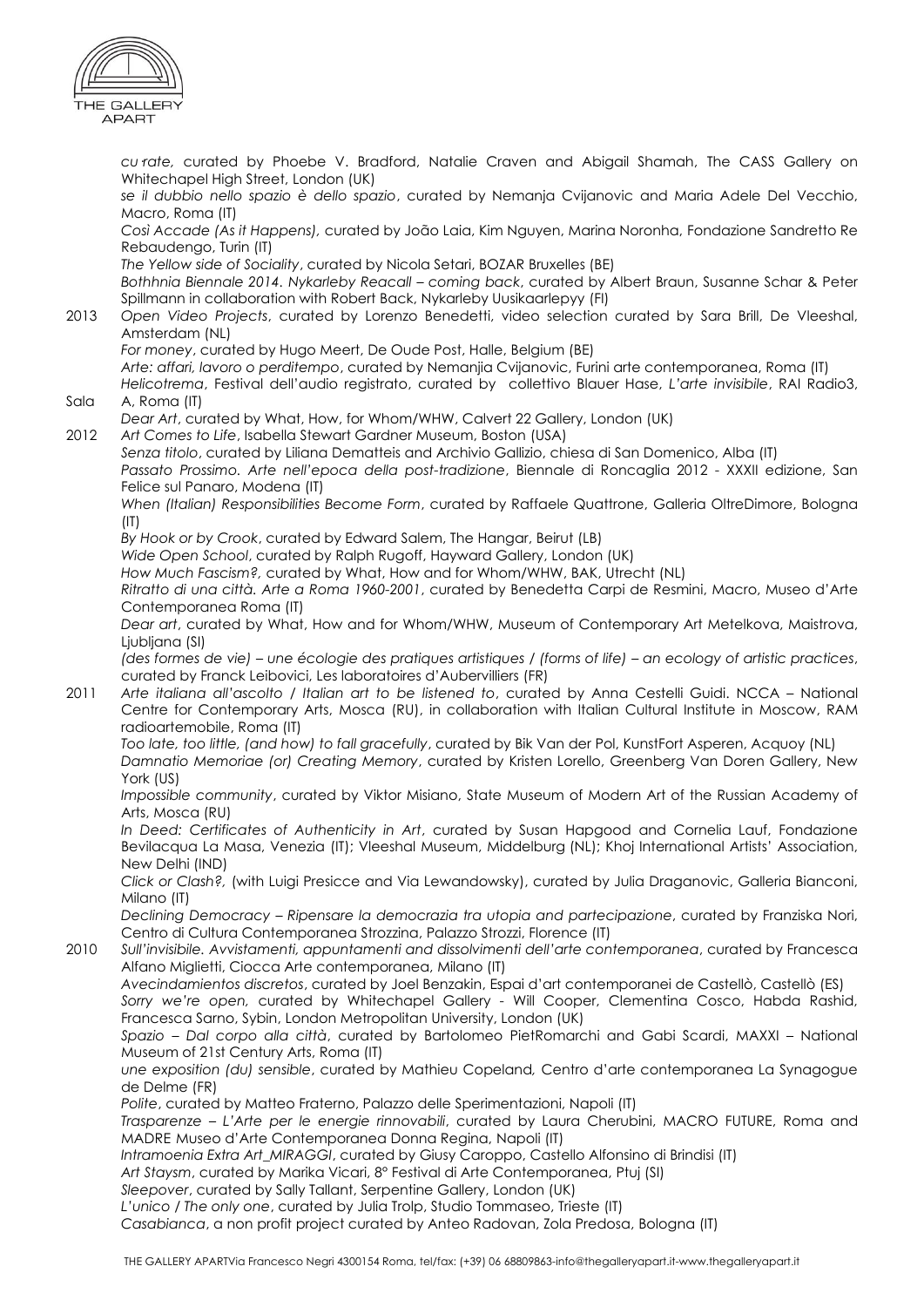*cu·rate*, curated by Phoebe V. Bradford, Natalie Craven and Abigail Shamah, The CASS Gallery on Whitechapel High Street, London (UK)

*se il dubbio nello spazio è dello spazio*, curated by Nemanja Cvijanovic and Maria Adele Del Vecchio, Macro, Roma (IT)

*Così Accade (As it Happens)*, curated by João Laia, Kim Nguyen, Marina Noronha, Fondazione Sandretto Re Rebaudengo, Turin (IT)

*The Yellow side of Sociality*, curated by Nicola Setari, BOZAR Bruxelles (BE)

*Bothhnia Biennale 2014. Nykarleby Reacall – coming back*, curated by Albert Braun, Susanne Schar & Peter Spillmann in collaboration with Robert Back, Nykarleby Uusikaarlepyy (FI)

2013 *Open Video Projects*, curated by Lorenzo Benedetti, video selection curated by Sara Brill, De Vleeshal, Amsterdam (NL)

*For money*, curated by Hugo Meert, De Oude Post, Halle, Belgium (BE)

*Arte: affari, lavoro o perditempo*, curated by Nemanjia Cvijanovic, Furini arte contemporanea, Roma (IT)

*Helicotrema*, Festival dell'audio registrato, curated by collettivo Blauer Hase, *L'arte invisibile*, RAI Radio3, Sala A, Roma (IT)

*Dear Art*, curated by What, How, for Whom/WHW, Calvert 22 Gallery, London (UK)

2012 *Art Comes to Life*, Isabella Stewart Gardner Museum, Boston (USA)

*Senza titolo*, curated by Liliana Dematteis and Archivio Gallizio, chiesa di San Domenico, Alba (IT)

*Passato Prossimo. Arte nell'epoca della post-tradizione*, Biennale di Roncaglia 2012 - XXXII edizione, San Felice sul Panaro, Modena (IT)

*When (Italian) Responsibilities Become Form*, curated by Raffaele Quattrone, Galleria OltreDimore, Bologna (IT)

*By Hook or by Crook*, curated by Edward Salem, The Hangar, Beirut (LB)

*Wide Open School*, curated by Ralph Rugoff, Hayward Gallery, London (UK)

*How Much Fascism?*, curated by What, How and for Whom/WHW, BAK, Utrecht (NL)

*Ritratto di una città. Arte a Roma 1960-2001*, curated by Benedetta Carpi de Resmini, Macro, Museo d'Arte Contemporanea Roma (IT)

*Dear art*, curated by What, How and for Whom/WHW, Museum of Contemporary Art Metelkova, Maistrova, Ljubljana (SI)

*(des formes de vie) – une écologie des pratiques artistiques / (forms of life) – an ecology of artistic practices*, curated by Franck Leibovici, Les laboratoires d'Aubervilliers (FR)

2011 *Arte italiana all'ascolto / Italian art to be listened to*, curated by Anna Cestelli Guidi. NCCA – National Centre for Contemporary Arts, Mosca (RU), in collaboration with Italian Cultural Institute in Moscow, RAM radioartemobile, Roma (IT)

*Too late, too little, (and how) to fall gracefully*, curated by Bik Van der Pol, KunstFort Asperen, Acquoy (NL)

*Damnatio Memoriae (or) Creating Memory*, curated by Kristen Lorello, Greenberg Van Doren Gallery, New York (US)

*Impossible community*, curated by Viktor Misiano, State Museum of Modern Art of the Russian Academy of Arts, Mosca (RU)

*In Deed: Certificates of Authenticity in Art*, curated by Susan Hapgood and Cornelia Lauf, Fondazione Bevilacqua La Masa, Venezia (IT); Vleeshal Museum, Middelburg (NL); Khoj International Artists' Association, New Delhi (IND)

*Click or Clash?*, (with Luigi Presicce and Via Lewandowsky), curated by Julia Draganovic, Galleria Bianconi, Milano (IT)

*Declining Democracy – Ripensare la democrazia tra utopia and partecipazione*, curated by Franziska Nori, Centro di Cultura Contemporanea Strozzina, Palazzo Strozzi, Florence (IT)

2010 *Sull'invisibile. Avvistamenti, appuntamenti and dissolvimenti dell'arte contemporanea*, curated by Francesca Alfano Miglietti, Ciocca Arte contemporanea, Milano (IT)

*Avecindamientos discretos*, curated by Joel Benzakin, Espai d'art contemporanei de Castellò, Castellò (ES)

*Sorry we're open*, curated by Whitechapel Gallery - Will Cooper, Clementina Cosco, Habda Rashid, Francesca Sarno, Sybin, London Metropolitan University, London (UK)

*Spazio – Dal corpo alla città*, curated by Bartolomeo PietRomarchi and Gabi Scardi, MAXXI – National Museum of 21st Century Arts, Roma (IT)

*une exposition (du) sensible*, curated by Mathieu Copeland, Centro d'arte contemporanea La Synagogue de Delme (FR)

*Polite*, curated by Matteo Fraterno, Palazzo delle Sperimentazioni, Napoli (IT)

*Trasparenze – L'Arte per le energie rinnovabili*, curated by Laura Cherubini, MACRO FUTURE, Roma and MADRE Museo d'Arte Contemporanea Donna Regina, Napoli (IT)

*Intramoenia Extra Art_MIRAGGI*, curated by Giusy Caroppo, Castello Alfonsino di Brindisi (IT)

*Art Staysm*, curated by Marika Vicari, 8° Festival di Arte Contemporanea, Ptuj (SI)

*Sleepover*, curated by Sally Tallant, Serpentine Gallery, London (UK)

*L'unico / The only one*, curated by Julia Trolp, Studio Tommaseo, Trieste (IT)

*Casabianca*, a non profit project curated by Anteo Radovan, Zola Predosa, Bologna (IT)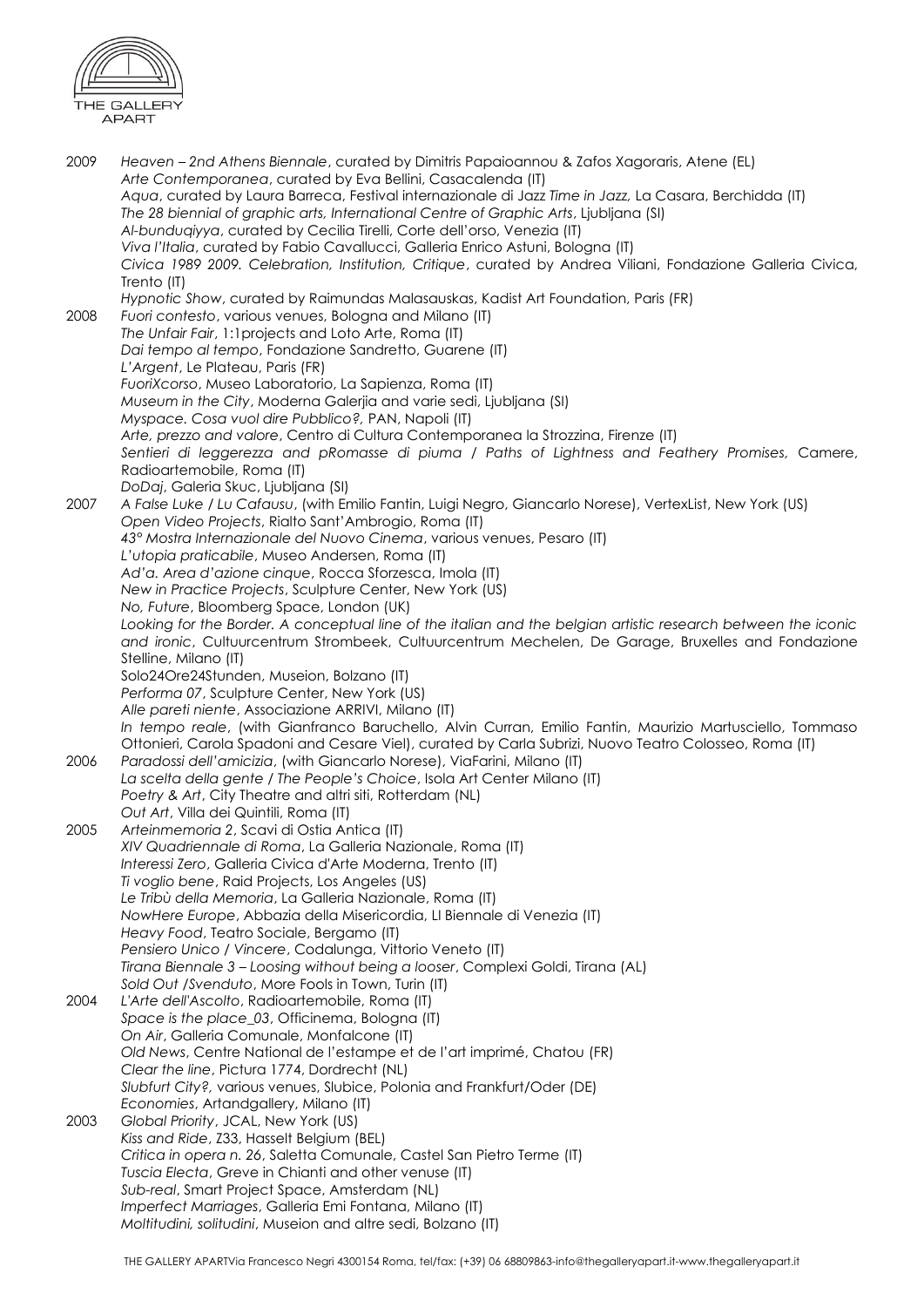2009 *Heaven – 2nd Athens Biennale*, curated by Dimitris Papaioannou & Zafos Xagoraris, Atene (EL)
*Arte Contemporanea*, curated by Eva Bellini, Casacalenda (IT)
*Aqua*, curated by Laura Barreca, Festival internazionale di Jazz *Time in Jazz,* La Casara, Berchidda (IT)
*The 28 biennial of graphic arts, International Centre of Graphic Arts*, Ljubljana (SI)
*Al-bunduqiyya*, curated by Cecilia Tirelli, Corte dell'orso, Venezia (IT)
*Viva l'Italia*, curated by Fabio Cavallucci, Galleria Enrico Astuni, Bologna (IT)
*Civica 1989 2009. Celebration, Institution, Critique*, curated by Andrea Viliani, Fondazione Galleria Civica, Trento (IT)
*Hypnotic Show*, curated by Raimundas Malasauskas, Kadist Art Foundation, Paris (FR)

2008 *Fuori contesto*, various venues, Bologna and Milano (IT)
*The Unfair Fair*, 1:1projects and Loto Arte, Roma (IT)
*Dai tempo al tempo*, Fondazione Sandretto, Guarene (IT)
*L'Argent*, Le Plateau, Paris (FR)
*FuoriXcorso*, Museo Laboratorio, La Sapienza, Roma (IT)
*Museum in the City*, Moderna Galerjia and varie sedi, Ljubljana (SI)
*Myspace. Cosa vuol dire Pubblico?*, PAN, Napoli (IT)
*Arte, prezzo and valore*, Centro di Cultura Contemporanea la Strozzina, Firenze (IT)
*Sentieri di leggerezza and pRomasse di piuma / Paths of Lightness and Feathery Promises,* Camere, Radioartemobile, Roma (IT)
*DoDaj*, Galeria Skuc, Ljubljana (SI)

2007 *A False Luke / Lu Cafausu*, (with Emilio Fantin, Luigi Negro, Giancarlo Norese), VertexList, New York (US)
*Open Video Projects*, Rialto Sant'Ambrogio, Roma (IT)
*43° Mostra Internazionale del Nuovo Cinema*, various venues, Pesaro (IT)
*L'utopia praticabile*, Museo Andersen, Roma (IT)
*Ad'a. Area d'azione cinque*, Rocca Sforzesca, Imola (IT)
*New in Practice Projects*, Sculpture Center, New York (US)
*No, Future*, Bloomberg Space, London (UK)
*Looking for the Border. A conceptual line of the italian and the belgian artistic research between the iconic and ironic*, Cultuurcentrum Strombeek, Cultuurcentrum Mechelen, De Garage, Bruxelles and Fondazione Stelline, Milano (IT)
Solo24Ore24Stunden, Museion, Bolzano (IT)
*Performa 07*, Sculpture Center, New York (US)
*Alle pareti niente*, Associazione ARRIVI, Milano (IT)
*In tempo reale*, (with Gianfranco Baruchello, Alvin Curran, Emilio Fantin, Maurizio Martusciello, Tommaso Ottonieri, Carola Spadoni and Cesare Viel), curated by Carla Subrizi, Nuovo Teatro Colosseo, Roma (IT)

2006 *Paradossi dell'amicizia*, (with Giancarlo Norese), ViaFarini, Milano (IT)
*La scelta della gente / The People's Choice*, Isola Art Center Milano (IT)
*Poetry & Art*, City Theatre and altri siti, Rotterdam (NL)
*Out Art*, Villa dei Quintili, Roma (IT)

2005 *Arteinmemoria 2*, Scavi di Ostia Antica (IT)
*XIV Quadriennale di Roma*, La Galleria Nazionale, Roma (IT)
*Interessi Zero*, Galleria Civica d'Arte Moderna, Trento (IT)
*Ti voglio bene*, Raid Projects, Los Angeles (US)
*Le Tribù della Memoria*, La Galleria Nazionale, Roma (IT)
*NowHere Europe*, Abbazia della Misericordia, LI Biennale di Venezia (IT)
*Heavy Food*, Teatro Sociale, Bergamo (IT)
*Pensiero Unico / Vincere*, Codalunga, Vittorio Veneto (IT)
*Tirana Biennale 3 – Loosing without being a looser*, Complexi Goldi, Tirana (AL)
*Sold Out /Svenduto*, More Fools in Town, Turin (IT)

2004 *L'Arte dell'Ascolto*, Radioartemobile, Roma (IT)
*Space is the place_03*, Officinema, Bologna (IT)
*On Air*, Galleria Comunale, Monfalcone (IT)
*Old News*, Centre National de l'estampe et de l'art imprimé, Chatou (FR)
*Clear the line*, Pictura 1774, Dordrecht (NL)
*Slubfurt City?,* various venues, Slubice, Polonia and Frankfurt/Oder (DE)
*Economies*, Artandgallery, Milano (IT)

2003 *Global Priority*, JCAL, New York (US)
*Kiss and Ride*, Z33, Hasselt Belgium (BEL)
*Critica in opera n. 26*, Saletta Comunale, Castel San Pietro Terme (IT)
*Tuscia Electa*, Greve in Chianti and other venuse (IT)
*Sub-real*, Smart Project Space, Amsterdam (NL)
*Imperfect Marriages*, Galleria Emi Fontana, Milano (IT)
*Moltitudini, solitudini*, Museion and altre sedi, Bolzano (IT)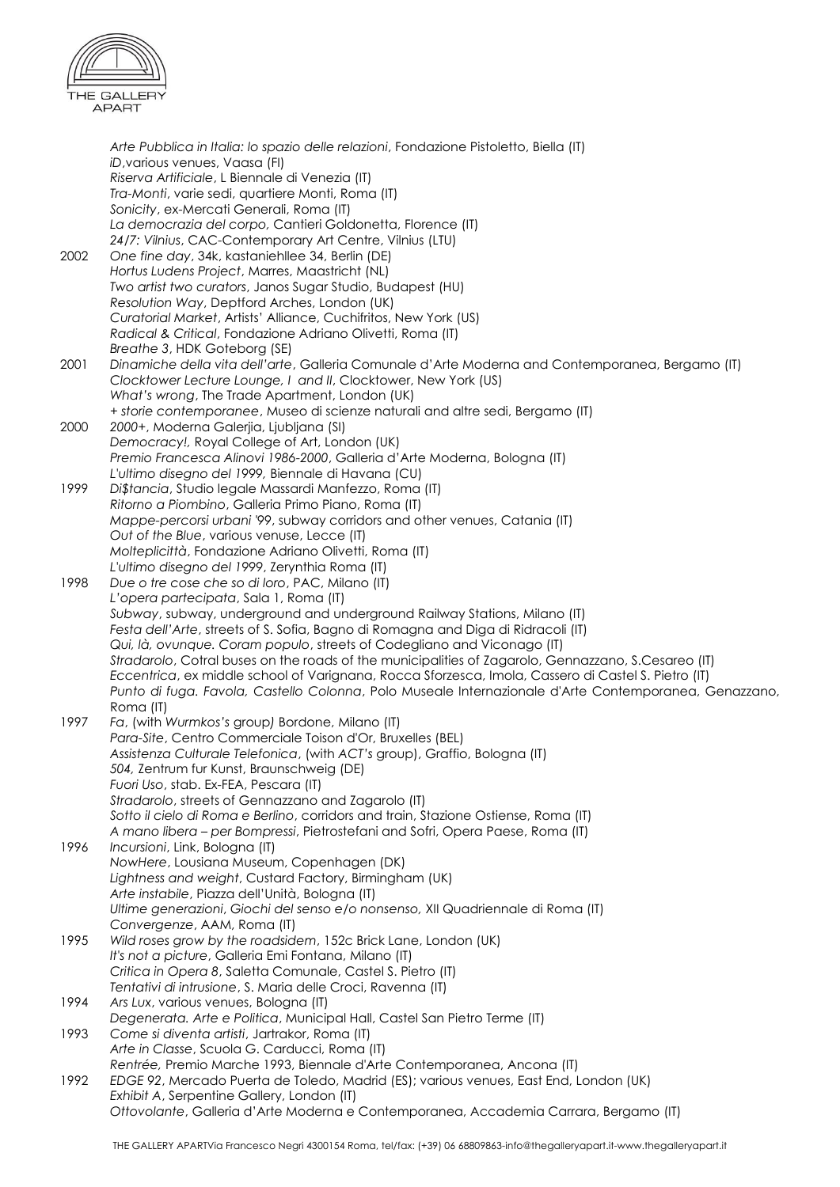*Arte Pubblica in Italia: lo spazio delle relazioni*, Fondazione Pistoletto, Biella (IT)
*iD*,various venues, Vaasa (FI)
*Riserva Artificiale*, L Biennale di Venezia (IT)
*Tra-Monti*, varie sedi, quartiere Monti, Roma (IT)
*Sonicity*, ex-Mercati Generali, Roma (IT)
*La democrazia del corpo*, Cantieri Goldonetta, Florence (IT)
*24/7: Vilnius*, CAC-Contemporary Art Centre, Vilnius (LTU)

2002 *One fine day*, 34k, kastaniehllee 34, Berlin (DE)
*Hortus Ludens Project*, Marres, Maastricht (NL)
*Two artist two curators*, Janos Sugar Studio, Budapest (HU)
*Resolution Way*, Deptford Arches, London (UK)
*Curatorial Market*, Artists' Alliance, Cuchifritos, New York (US)
*Radical & Critical*, Fondazione Adriano Olivetti, Roma (IT)
*Breathe 3*, HDK Goteborg (SE)

2001 *Dinamiche della vita dell'arte*, Galleria Comunale d'Arte Moderna and Contemporanea, Bergamo (IT)
*Clocktower Lecture Lounge, I and II*, Clocktower, New York (US)
*What's wrong*, The Trade Apartment, London (UK)
*+ storie contemporanee*, Museo di scienze naturali and altre sedi, Bergamo (IT)

2000 *2000+*, Moderna Galerija, Ljubljana (SI)
*Democracy!*, Royal College of Art, London (UK)
*Premio Francesca Alinovi 1986-2000*, Galleria d'Arte Moderna, Bologna (IT)
*L'ultimo disegno del 1999*, Biennale di Havana (CU)

1999 *Di$tancia*, Studio legale Massardi Manfezzo, Roma (IT)
*Ritorno a Piombino*, Galleria Primo Piano, Roma (IT)
*Mappe-percorsi urbani '99*, subway corridors and other venues, Catania (IT)
*Out of the Blue*, various venuse, Lecce (IT)
*Molteplicittà*, Fondazione Adriano Olivetti, Roma (IT)
*L'ultimo disegno del 1999*, Zerynthia Roma (IT)

1998 *Due o tre cose che so di loro*, PAC, Milano (IT)
*L'opera partecipata*, Sala 1, Roma (IT)
*Subway*, subway, underground and underground Railway Stations, Milano (IT)
*Festa dell'Arte*, streets of S. Sofia, Bagno di Romagna and Diga di Ridracoli (IT)
*Qui, là, ovunque. Coram populo*, streets of Codegliano and Viconago (IT)
*Stradarolo*, Cotral buses on the roads of the municipalities of Zagarolo, Gennazzano, S.Cesareo (IT)
*Eccentrica*, ex middle school of Varignana, Rocca Sforzesca, Imola, Cassero di Castel S. Pietro (IT)
*Punto di fuga. Favola, Castello Colonna*, Polo Museale Internazionale d'Arte Contemporanea, Genazzano, Roma (IT)

1997 *Fa*, (with *Wurmkos's* group*)* Bordone, Milano (IT)
*Para-Site*, Centro Commerciale Toison d'Or, Bruxelles (BEL)
*Assistenza Culturale Telefonica*, (with *ACT's* group), Graffio, Bologna (IT)
*504*, Zentrum fur Kunst, Braunschweig (DE)
*Fuori Uso*, stab. Ex-FEA, Pescara (IT)
*Stradarolo*, streets of Gennazzano and Zagarolo (IT)
*Sotto il cielo di Roma e Berlino*, corridors and train, Stazione Ostiense, Roma (IT)
*A mano libera – per Bompressi*, Pietrostefani and Sofri, Opera Paese, Roma (IT)

1996 *Incursioni*, Link, Bologna (IT)
*NowHere*, Lousiana Museum, Copenhagen (DK)
*Lightness and weight*, Custard Factory, Birmingham (UK)
*Arte instabile*, Piazza dell'Unità, Bologna (IT)
*Ultime generazioni*, *Giochi del senso e/o nonsenso*, XII Quadriennale di Roma (IT)
*Convergenze*, AAM, Roma (IT)

1995 *Wild roses grow by the roadsidem*, 152c Brick Lane, London (UK)
*It's not a picture*, Galleria Emi Fontana, Milano (IT)
*Critica in Opera 8*, Saletta Comunale, Castel S. Pietro (IT)
*Tentativi di intrusione*, S. Maria delle Croci, Ravenna (IT)

1994 *Ars Lux*, various venues, Bologna (IT)
*Degenerata. Arte e Politica*, Municipal Hall, Castel San Pietro Terme (IT)

1993 *Come si diventa artisti*, Jartrakor, Roma (IT)
*Arte in Classe*, Scuola G. Carducci, Roma (IT)
*Rentrée*, Premio Marche 1993, Biennale d'Arte Contemporanea, Ancona (IT)

1992 *EDGE 92*, Mercado Puerta de Toledo, Madrid (ES); various venues, East End, London (UK)
*Exhibit A*, Serpentine Gallery, London (IT)
*Ottovolante*, Galleria d'Arte Moderna e Contemporanea, Accademia Carrara, Bergamo (IT)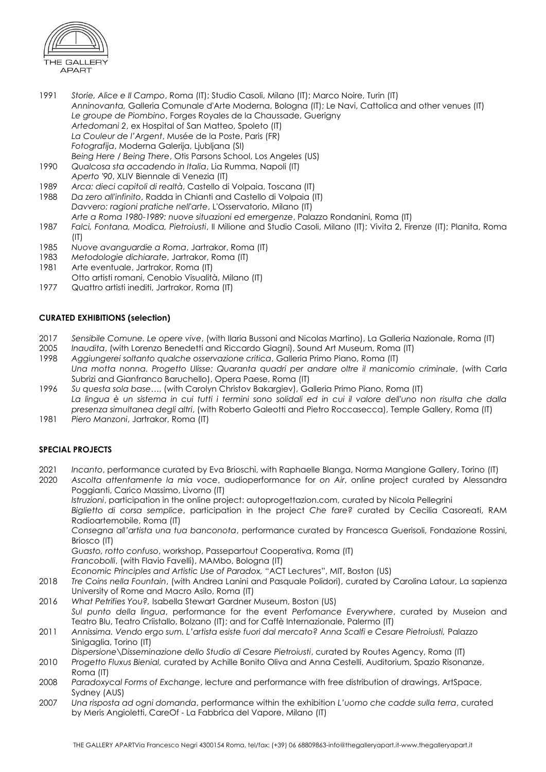1991 *Storie, Alice e Il Campo*, Roma (IT); Studio Casoli, Milano (IT); Marco Noire, Turin (IT)
*Anninovanta,* Galleria Comunale d'Arte Moderna, Bologna (IT); Le Navi, Cattolica and other venues (IT)
*Le groupe de Piombino*, Forges Royales de la Chaussade, Guerigny
*Artedomani* 2, ex Hospital of San Matteo, Spoleto (IT)
*La Couleur de l'Argent*, Musée de la Poste, Paris (FR)
*Fotografija*, Moderna Galerija, Ljubljana (SI)
*Being Here / Being There*, Otis Parsons School, Los Angeles (US)

1990 *Qualcosa sta accadendo in Italia*, Lia Rumma, Napoli (IT)
*Aperto '90*, XLIV Biennale di Venezia (IT)

1989 *Arca: dieci capitoli di realtà*, Castello di Volpaia, Toscana (IT)

1988 *Da zero all'infinito*, Radda in Chianti and Castello di Volpaia (IT)
*Davvero: ragioni pratiche nell'arte*, L'Osservatorio, Milano (IT)
*Arte a Roma 1980-1989: nuove situazioni ed emergenze*, Palazzo Rondanini, Roma (IT)

1987 *Falci, Fontana, Modica, Pietroiusti*, Il Milione and Studio Casoli, Milano (IT); Vivita 2, Firenze (IT); Planita, Roma (IT)

1985 *Nuove avanguardie a Roma*, Jartrakor, Roma (IT)

1983 *Metodologie dichiarate*, Jartrakor, Roma (IT)

1981 Arte eventuale, Jartrakor, Roma (IT)
Otto artisti romani, Cenobio Visualità, Milano (IT)

1977 Quattro artisti inediti, Jartrakor, Roma (IT)

**CURATED EXHIBITIONS (selection)**

2017 *Sensibile Comune. Le opere vive*, (with Ilaria Bussoni and Nicolas Martino), La Galleria Nazionale, Roma (IT)

2005 *Inaudita*, (with Lorenzo Benedetti and Riccardo Giagni), Sound Art Museum, Roma (IT)

1998 *Aggiungerei soltanto qualche osservazione critica*, Galleria Primo Piano, Roma (IT)
*Una motta nonna. Progetto Ulisse: Quaranta quadri per andare oltre il manicomio criminale*, (with Carla Subrizi and Gianfranco Baruchello), Opera Paese, Roma (IT)

1996 *Su questa sola base…*, (with Carolyn Christov Bakargiev), Galleria Primo Piano, Roma (IT)
*La lingua è un sistema in cui tutti i termini sono solidali ed in cui il valore dell'uno non risulta che dalla presenza simultanea degli altri*, (with Roberto Galeotti and Pietro Roccasecca), Temple Gallery, Roma (IT)

1981 *Piero Manzoni*, Jartrakor, Roma (IT)

**SPECIAL PROJECTS**

2021 *Incanto*, performance curated by Eva Brioschi, with Raphaelle Blanga, Norma Mangione Gallery, Torino (IT)

2020 *Ascolta attentamente la mia voce*, audioperformance for *on Air*, online project curated by Alessandra Poggianti, Carico Massimo, Livorno (IT)
*Istruzioni*, participation in the online project: autoprogettazion.com, curated by Nicola Pellegrini
*Biglietto di corsa semplice*, participation in the project *Che fare?* curated by Cecilia Casoreati, RAM Radioartemobile, Roma (IT)
*Consegna all'artista una tua banconota*, performance curated by Francesca Guerisoli, Fondazione Rossini, Briosco (IT)
*Guasto, rotto confuso*, workshop, Passepartout Cooperativa, Roma (IT)
*Francobolli*, (with Flavio Favelli), MAMbo, Bologna (IT)
*Economic Principles and Artistic Use of Paradox,* "ACT Lectures", MIT, Boston (US)

2018 *Tre Coins nella Fountain*, (with Andrea Lanini and Pasquale Polidori), curated by Carolina Latour, La sapienza University of Rome and Macro Asilo, Roma (IT)

2016 *What Petrifies You?*, Isabella Stewart Gardner Museum, Boston (US)
*Sul punto della lingua*, performance for the event *Perfomance Everywhere*, curated by Museion and Teatro Blu, Teatro Criistallo, Bolzano (IT); and for Caffè Internazionale, Palermo (IT)

2011 *Annissima. Vendo ergo sum. L'artista esiste fuori dal mercato? Anna Scalfi e Cesare Pietroiusti,* Palazzo Sinigaglia, Torino (IT)
*Dispersione\Disseminazione dello Studio di Cesare Pietroiusti*, curated by Routes Agency, Roma (IT)

2010 *Progetto Fluxus Bienial,* curated by Achille Bonito Oliva and Anna Cestelli, Auditorium, Spazio Risonanze, Roma (IT)

2008 *Paradoxycal Forms of Exchange*, lecture and performance with free distribution of drawings, ArtSpace, Sydney (AUS)

2007 *Una risposta ad ogni domanda*, performance within the exhibition *L'uomo che cadde sulla terra*, curated by Meris Angioletti, CareOf - La Fabbrica del Vapore, Milano (IT)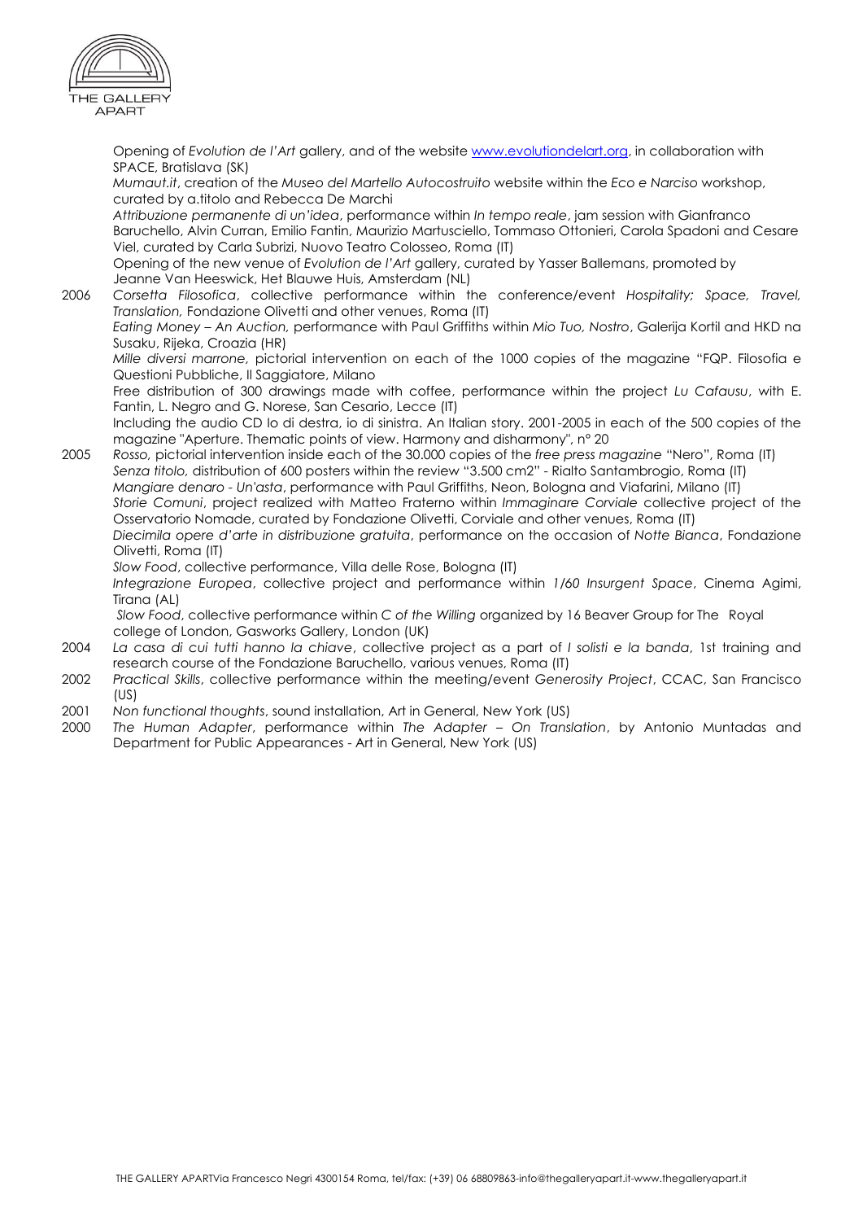Opening of *Evolution de l'Art* gallery, and of the website www.evolutiondelart.org, in collaboration with SPACE, Bratislava (SK)
*Mumaut.it*, creation of the *Museo del Martello Autocostruito* website within the *Eco e Narciso* workshop, curated by a.titolo and Rebecca De Marchi
*Attribuzione permanente di un'idea*, performance within *In tempo reale*, jam session with Gianfranco Baruchello, Alvin Curran, Emilio Fantin, Maurizio Martusciello, Tommaso Ottonieri, Carola Spadoni and Cesare Viel, curated by Carla Subrizi, Nuovo Teatro Colosseo, Roma (IT)
Opening of the new venue of *Evolution de l'Art* gallery, curated by Yasser Ballemans, promoted by Jeanne Van Heeswick, Het Blauwe Huis, Amsterdam (NL)

2006 *Corsetta Filosofica*, collective performance within the conference/event *Hospitality; Space, Travel, Translation,* Fondazione Olivetti and other venues, Roma (IT)
*Eating Money – An Auction,* performance with Paul Griffiths within *Mio Tuo, Nostro*, Galerija Kortil and HKD na Susaku, Rijeka, Croazia (HR)
*Mille diversi marrone,* pictorial intervention on each of the 1000 copies of the magazine "FQP. Filosofia e Questioni Pubbliche, Il Saggiatore, Milano
Free distribution of 300 drawings made with coffee, performance within the project *Lu Cafausu*, with E. Fantin, L. Negro and G. Norese, San Cesario, Lecce (IT)
Including the audio CD Io di destra, io di sinistra. An Italian story. 2001-2005 in each of the 500 copies of the magazine "Aperture. Thematic points of view. Harmony and disharmony", n° 20

2005 *Rosso,* pictorial intervention inside each of the 30.000 copies of the *free press magazine* "Nero", Roma (IT)
*Senza titolo,* distribution of 600 posters within the review "3.500 cm2" - Rialto Santambrogio, Roma (IT)
*Mangiare denaro - Un'asta*, performance with Paul Griffiths, Neon, Bologna and Viafarini, Milano (IT)
*Storie Comuni*, project realized with Matteo Fraterno within *Immaginare Corviale* collective project of the Osservatorio Nomade, curated by Fondazione Olivetti, Corviale and other venues, Roma (IT)
*Diecimila opere d'arte in distribuzione gratuita*, performance on the occasion of *Notte Bianca*, Fondazione Olivetti, Roma (IT)
*Slow Food*, collective performance, Villa delle Rose, Bologna (IT)
*Integrazione Europea*, collective project and performance within *1/60 Insurgent Space*, Cinema Agimi, Tirana (AL)
*Slow Food*, collective performance within *C of the Willing* organized by 16 Beaver Group for The Royal college of London, Gasworks Gallery, London (UK)

2004 *La casa di cui tutti hanno la chiave*, collective project as a part of *I solisti e la banda*, 1st training and research course of the Fondazione Baruchello, various venues, Roma (IT)

2002 *Practical Skills*, collective performance within the meeting/event *Generosity Project*, CCAC, San Francisco (US)

2001 *Non functional thoughts*, sound installation, Art in General, New York (US)

2000 *The Human Adapter*, performance within *The Adapter – On Translation*, by Antonio Muntadas and Department for Public Appearances - Art in General, New York (US)